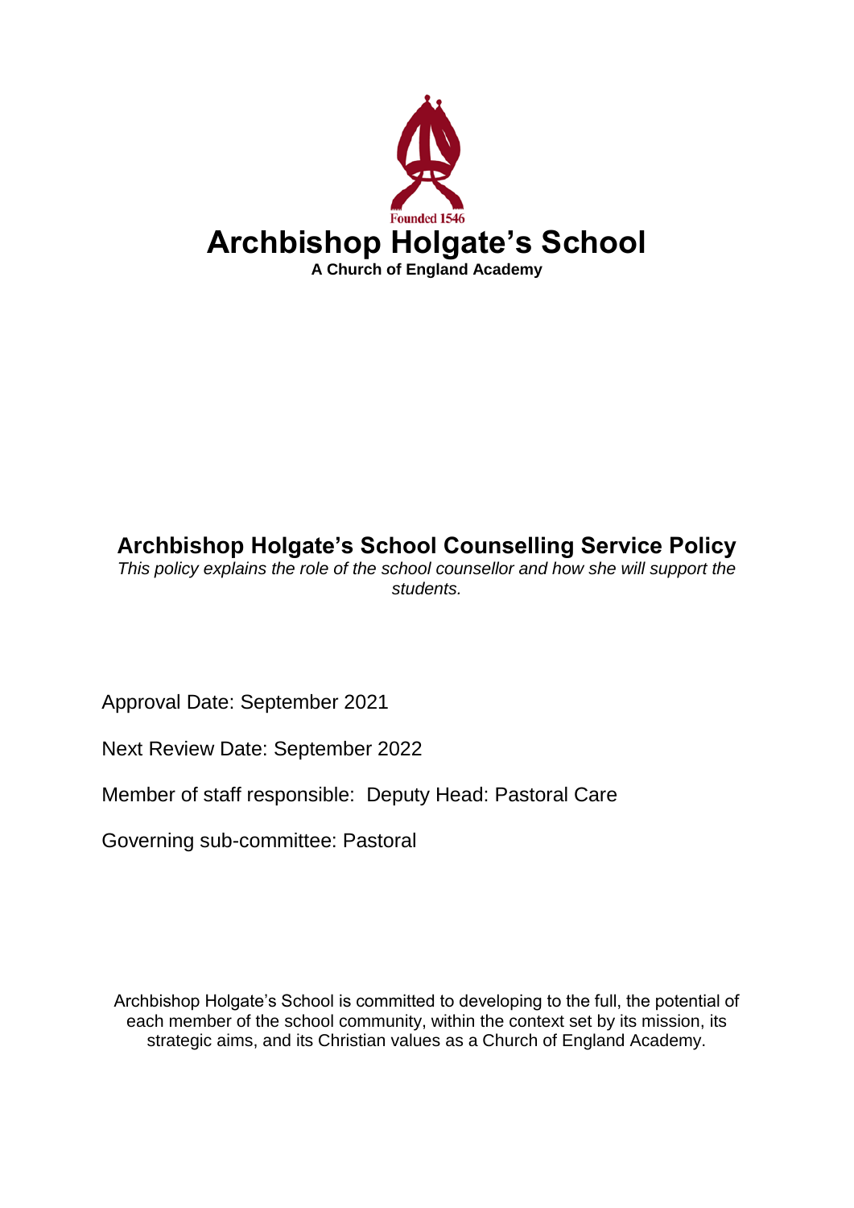Founded 1546

# Archbishop Holgate's School

**A Church of England Academy**

## Archbishop Holgate's School Counselling Service Policy

*This policy explains the role of the school counsellor and how she will support the students.*

Approval Date: September 2021

Next Review Date: September 2022

Member of staff responsible: Deputy Head: Pastoral Care

Governing sub-committee: Pastoral

Archbishop Holgate's School is committed to developing to the full, the potential of each member of the school community, within the context set by its mission, its strategic aims, and its Christian values as a Church of England Academy.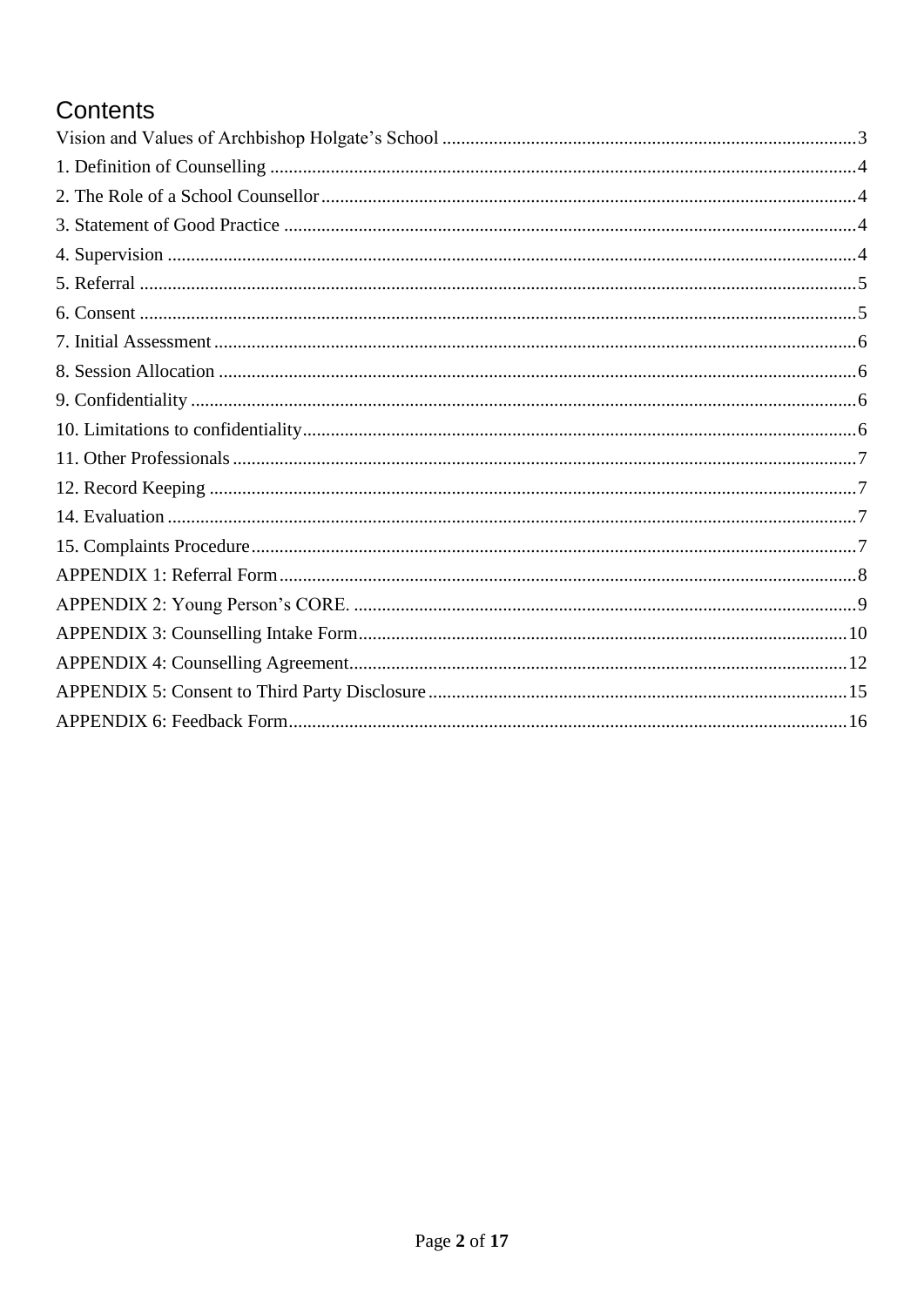# Contents

Vision and Values of Archbishop Holgate's School ........ 3
1. Definition of Counselling ........ 4
2. The Role of a School Counsellor ........ 4
3. Statement of Good Practice ........ 4
4. Supervision ........ 4
5. Referral ........ 5
6. Consent ........ 5
7. Initial Assessment ........ 6
8. Session Allocation ........ 6
9. Confidentiality ........ 6
10. Limitations to confidentiality ........ 6
11. Other Professionals ........ 7
12. Record Keeping ........ 7
14. Evaluation ........ 7
15. Complaints Procedure ........ 7
APPENDIX 1: Referral Form ........ 8
APPENDIX 2: Young Person's CORE. ........ 9
APPENDIX 3: Counselling Intake Form ........ 10
APPENDIX 4: Counselling Agreement ........ 12
APPENDIX 5: Consent to Third Party Disclosure ........ 15
APPENDIX 6: Feedback Form ........ 16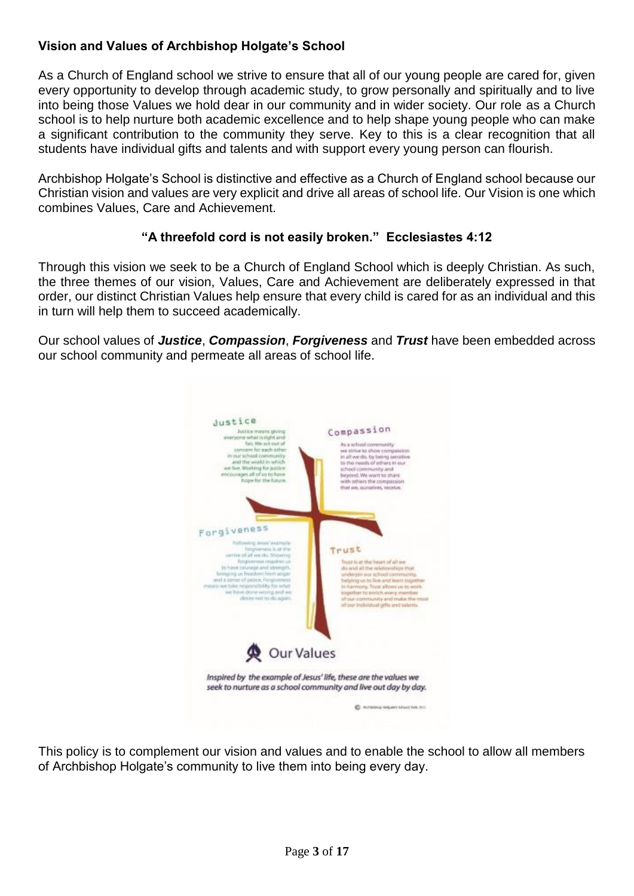### Vision and Values of Archbishop Holgate's School

As a Church of England school we strive to ensure that all of our young people are cared for, given every opportunity to develop through academic study, to grow personally and spiritually and to live into being those Values we hold dear in our community and in wider society. Our role as a Church school is to help nurture both academic excellence and to help shape young people who can make a significant contribution to the community they serve. Key to this is a clear recognition that all students have individual gifts and talents and with support every young person can flourish.

Archbishop Holgate's School is distinctive and effective as a Church of England school because our Christian vision and values are very explicit and drive all areas of school life. Our Vision is one which combines Values, Care and Achievement.

**"A threefold cord is not easily broken." Ecclesiastes 4:12**

Through this vision we seek to be a Church of England School which is deeply Christian. As such, the three themes of our vision, Values, Care and Achievement are deliberately expressed in that order, our distinct Christian Values help ensure that every child is cared for as an individual and this in turn will help them to succeed academically.

Our school values of ***Justice***, ***Compassion***, ***Forgiveness*** and ***Trust*** have been embedded across our school community and permeate all areas of school life.

**Justice**

Justice means giving everyone what is right and fair. We act out of concern for each other in our school community and the world in which we live. Working for justice encourages all of us to have hope for the future.

**Compassion**

As a school community we strive to show compassion in all we do, by being sensitive to the needs of others in our school community and beyond. We want to share with others the compassion that we, ourselves, receive.

**Forgiveness**

Following Jesus' example forgiveness is at the centre of all we do. Showing forgiveness requires us to have courage and strength, bringing us freedom from anger and a sense of peace. Forgiveness means we take responsibility for what we have done wrong and we desire not to do so again.

**Trust**

Trust is at the heart of all we do and all the relationships that underpin our school community, helping us to live and learn together in harmony. Trust allows us to work together to enrich every member of our community and make the most of our individual gifts and talents.

**Our Values**

*Inspired by the example of Jesus' life, these are the values we seek to nurture as a school community and live out day by day.*

This policy is to complement our vision and values and to enable the school to allow all members of Archbishop Holgate's community to live them into being every day.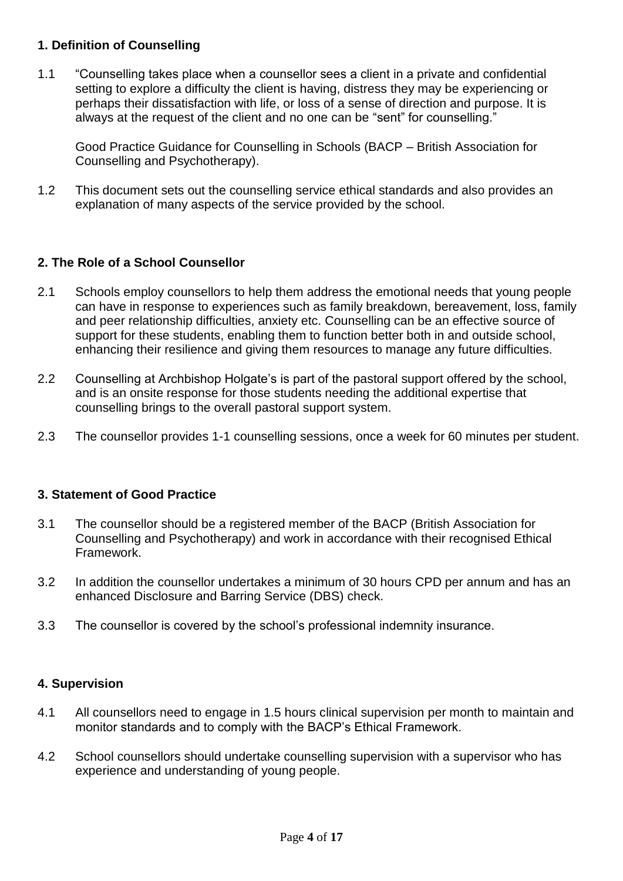### 1. Definition of Counselling

1.1 "Counselling takes place when a counsellor sees a client in a private and confidential setting to explore a difficulty the client is having, distress they may be experiencing or perhaps their dissatisfaction with life, or loss of a sense of direction and purpose. It is always at the request of the client and no one can be "sent" for counselling."

Good Practice Guidance for Counselling in Schools (BACP – British Association for Counselling and Psychotherapy).

1.2 This document sets out the counselling service ethical standards and also provides an explanation of many aspects of the service provided by the school.

### 2. The Role of a School Counsellor

2.1 Schools employ counsellors to help them address the emotional needs that young people can have in response to experiences such as family breakdown, bereavement, loss, family and peer relationship difficulties, anxiety etc. Counselling can be an effective source of support for these students, enabling them to function better both in and outside school, enhancing their resilience and giving them resources to manage any future difficulties.

2.2 Counselling at Archbishop Holgate's is part of the pastoral support offered by the school, and is an onsite response for those students needing the additional expertise that counselling brings to the overall pastoral support system.

2.3 The counsellor provides 1-1 counselling sessions, once a week for 60 minutes per student.

### 3. Statement of Good Practice

3.1 The counsellor should be a registered member of the BACP (British Association for Counselling and Psychotherapy) and work in accordance with their recognised Ethical Framework.

3.2 In addition the counsellor undertakes a minimum of 30 hours CPD per annum and has an enhanced Disclosure and Barring Service (DBS) check.

3.3 The counsellor is covered by the school's professional indemnity insurance.

### 4. Supervision

4.1 All counsellors need to engage in 1.5 hours clinical supervision per month to maintain and monitor standards and to comply with the BACP's Ethical Framework.

4.2 School counsellors should undertake counselling supervision with a supervisor who has experience and understanding of young people.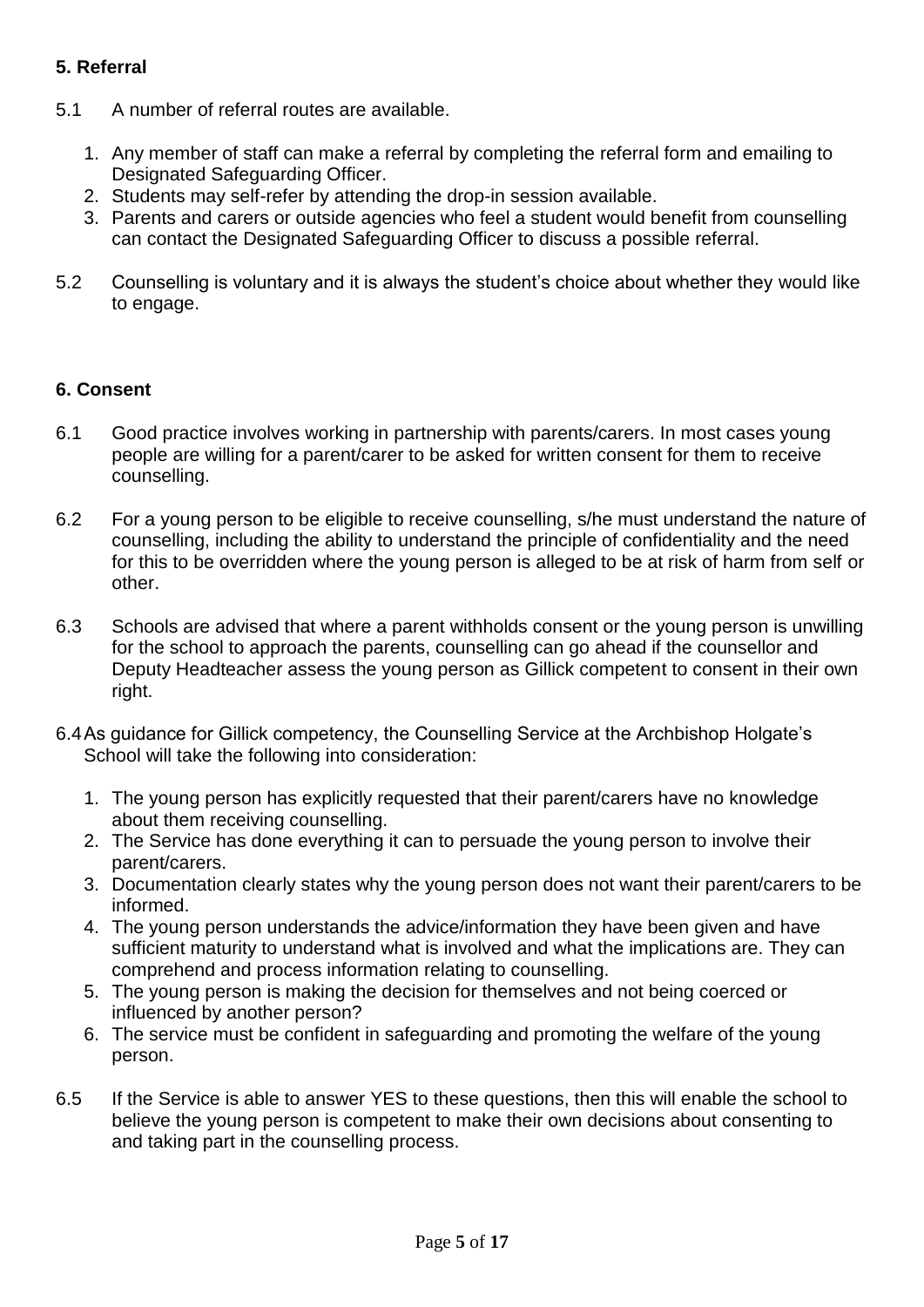### 5. Referral

5.1 A number of referral routes are available.

1. Any member of staff can make a referral by completing the referral form and emailing to Designated Safeguarding Officer.
2. Students may self-refer by attending the drop-in session available.
3. Parents and carers or outside agencies who feel a student would benefit from counselling can contact the Designated Safeguarding Officer to discuss a possible referral.

5.2 Counselling is voluntary and it is always the student's choice about whether they would like to engage.

### 6. Consent

6.1 Good practice involves working in partnership with parents/carers. In most cases young people are willing for a parent/carer to be asked for written consent for them to receive counselling.

6.2 For a young person to be eligible to receive counselling, s/he must understand the nature of counselling, including the ability to understand the principle of confidentiality and the need for this to be overridden where the young person is alleged to be at risk of harm from self or other.

6.3 Schools are advised that where a parent withholds consent or the young person is unwilling for the school to approach the parents, counselling can go ahead if the counsellor and Deputy Headteacher assess the young person as Gillick competent to consent in their own right.

6.4 As guidance for Gillick competency, the Counselling Service at the Archbishop Holgate's School will take the following into consideration:

1. The young person has explicitly requested that their parent/carers have no knowledge about them receiving counselling.
2. The Service has done everything it can to persuade the young person to involve their parent/carers.
3. Documentation clearly states why the young person does not want their parent/carers to be informed.
4. The young person understands the advice/information they have been given and have sufficient maturity to understand what is involved and what the implications are. They can comprehend and process information relating to counselling.
5. The young person is making the decision for themselves and not being coerced or influenced by another person?
6. The service must be confident in safeguarding and promoting the welfare of the young person.

6.5 If the Service is able to answer YES to these questions, then this will enable the school to believe the young person is competent to make their own decisions about consenting to and taking part in the counselling process.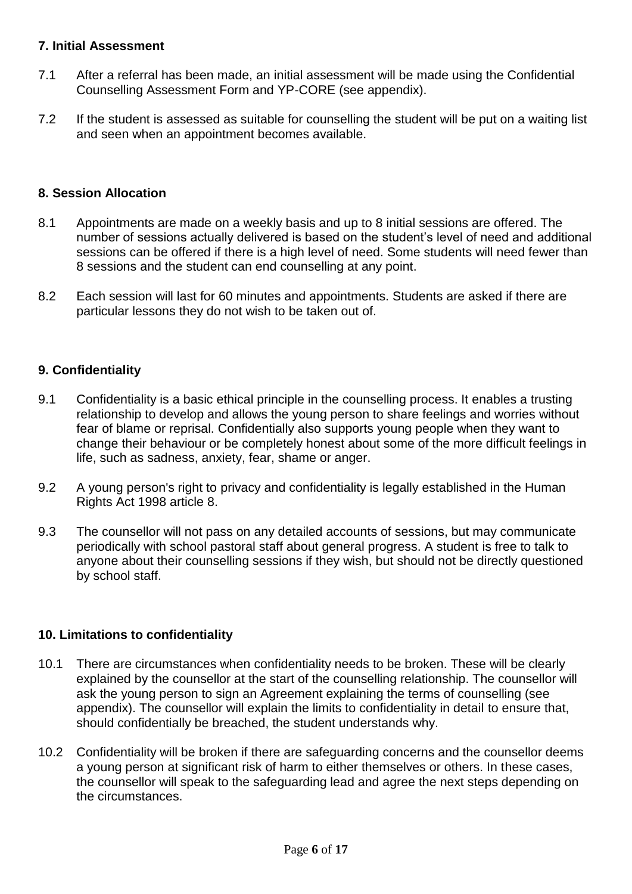### 7. Initial Assessment

7.1 After a referral has been made, an initial assessment will be made using the Confidential Counselling Assessment Form and YP-CORE (see appendix).

7.2 If the student is assessed as suitable for counselling the student will be put on a waiting list and seen when an appointment becomes available.

### 8. Session Allocation

8.1 Appointments are made on a weekly basis and up to 8 initial sessions are offered. The number of sessions actually delivered is based on the student's level of need and additional sessions can be offered if there is a high level of need. Some students will need fewer than 8 sessions and the student can end counselling at any point.

8.2 Each session will last for 60 minutes and appointments. Students are asked if there are particular lessons they do not wish to be taken out of.

### 9. Confidentiality

9.1 Confidentiality is a basic ethical principle in the counselling process. It enables a trusting relationship to develop and allows the young person to share feelings and worries without fear of blame or reprisal. Confidentially also supports young people when they want to change their behaviour or be completely honest about some of the more difficult feelings in life, such as sadness, anxiety, fear, shame or anger.

9.2 A young person's right to privacy and confidentiality is legally established in the Human Rights Act 1998 article 8.

9.3 The counsellor will not pass on any detailed accounts of sessions, but may communicate periodically with school pastoral staff about general progress. A student is free to talk to anyone about their counselling sessions if they wish, but should not be directly questioned by school staff.

### 10. Limitations to confidentiality

10.1 There are circumstances when confidentiality needs to be broken. These will be clearly explained by the counsellor at the start of the counselling relationship. The counsellor will ask the young person to sign an Agreement explaining the terms of counselling (see appendix). The counsellor will explain the limits to confidentiality in detail to ensure that, should confidentially be breached, the student understands why.

10.2 Confidentiality will be broken if there are safeguarding concerns and the counsellor deems a young person at significant risk of harm to either themselves or others. In these cases, the counsellor will speak to the safeguarding lead and agree the next steps depending on the circumstances.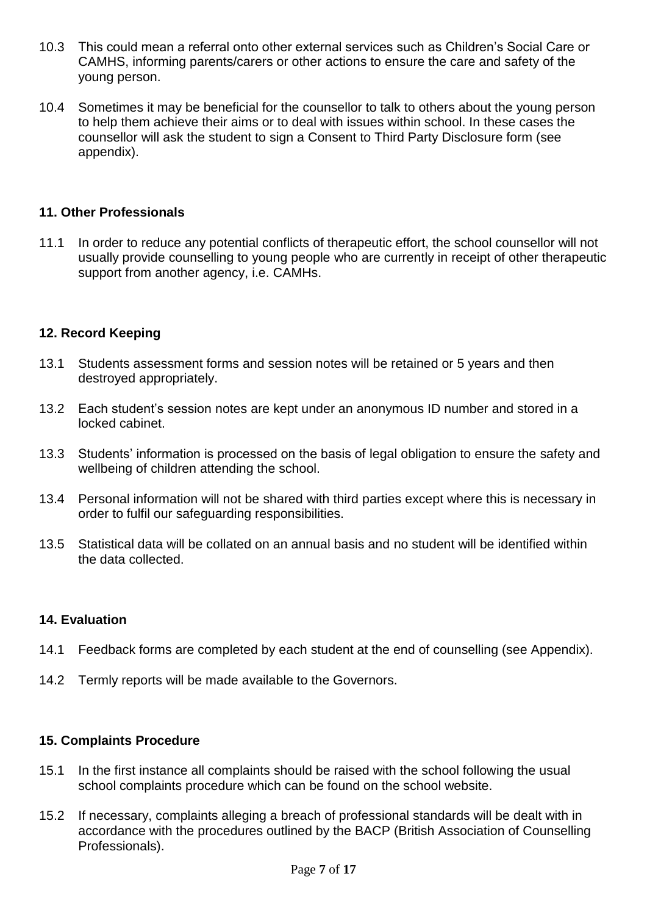10.3 This could mean a referral onto other external services such as Children's Social Care or CAMHS, informing parents/carers or other actions to ensure the care and safety of the young person.

10.4 Sometimes it may be beneficial for the counsellor to talk to others about the young person to help them achieve their aims or to deal with issues within school. In these cases the counsellor will ask the student to sign a Consent to Third Party Disclosure form (see appendix).

## 11. Other Professionals

11.1 In order to reduce any potential conflicts of therapeutic effort, the school counsellor will not usually provide counselling to young people who are currently in receipt of other therapeutic support from another agency, i.e. CAMHs.

## 12. Record Keeping

13.1 Students assessment forms and session notes will be retained or 5 years and then destroyed appropriately.

13.2 Each student's session notes are kept under an anonymous ID number and stored in a locked cabinet.

13.3 Students' information is processed on the basis of legal obligation to ensure the safety and wellbeing of children attending the school.

13.4 Personal information will not be shared with third parties except where this is necessary in order to fulfil our safeguarding responsibilities.

13.5 Statistical data will be collated on an annual basis and no student will be identified within the data collected.

## 14. Evaluation

14.1 Feedback forms are completed by each student at the end of counselling (see Appendix).

14.2 Termly reports will be made available to the Governors.

## 15. Complaints Procedure

15.1 In the first instance all complaints should be raised with the school following the usual school complaints procedure which can be found on the school website.

15.2 If necessary, complaints alleging a breach of professional standards will be dealt with in accordance with the procedures outlined by the BACP (British Association of Counselling Professionals).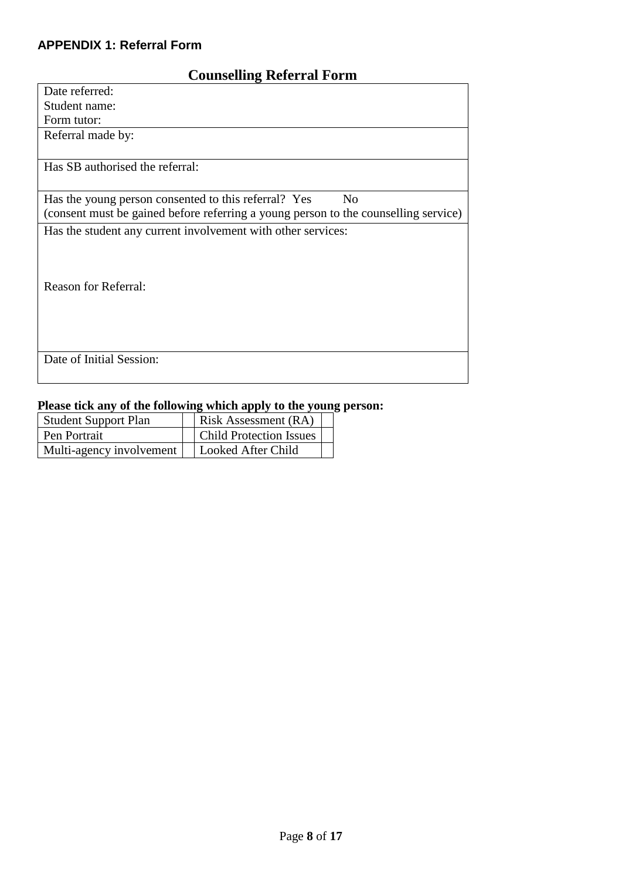### APPENDIX 1: Referral Form

## Counselling Referral Form

| Date referred:<br>Student name:<br>Form tutor: |
|---|
| Referral made by: |
| Has SB authorised the referral: |
| Has the young person consented to this referral?  Yes  No<br>(consent must be gained before referring a young person to the counselling service) |
| Has the student any current involvement with other services:<br><br>Reason for Referral: |
| Date of Initial Session: |

**Please tick any of the following which apply to the young person:**

| Student Support Plan | | Risk Assessment (RA) | |
|---|---|---|---|
| Pen Portrait | | Child Protection Issues | |
| Multi-agency involvement | | Looked After Child | |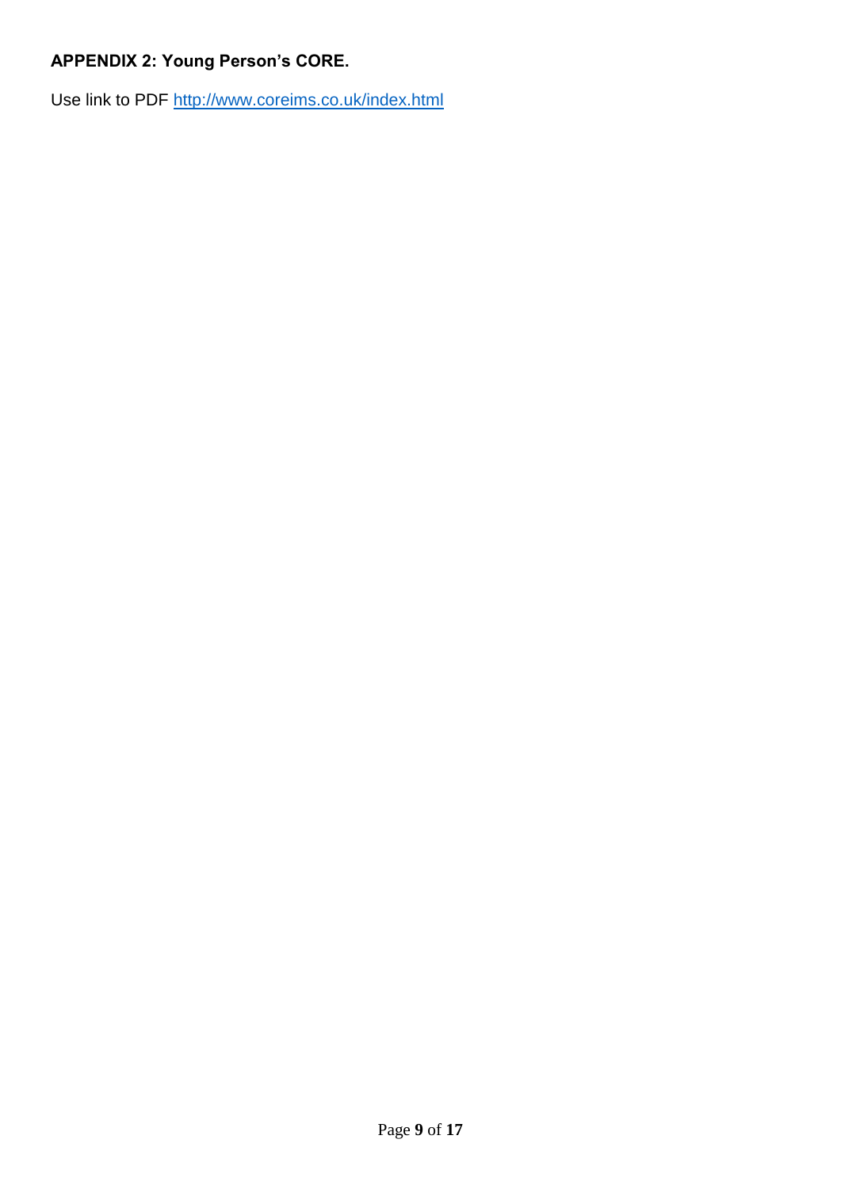**APPENDIX 2: Young Person's CORE.**

Use link to PDF [http://www.coreims.co.uk/index.html](http://www.coreims.co.uk/index.html)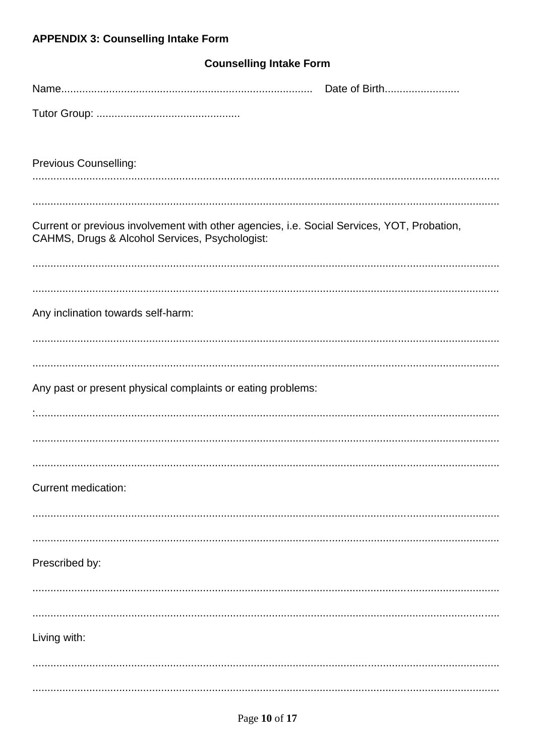**APPENDIX 3: Counselling Intake Form**

**Counselling Intake Form**

Name.................................................................................... Date of Birth.........................

Tutor Group: ................................................

Previous Counselling:

...........................................................................................................................................................

...........................................................................................................................................................

Current or previous involvement with other agencies, i.e. Social Services, YOT, Probation, CAHMS, Drugs & Alcohol Services, Psychologist:

...........................................................................................................................................................

...........................................................................................................................................................

Any inclination towards self-harm:

...........................................................................................................................................................

...........................................................................................................................................................

Any past or present physical complaints or eating problems:

:..........................................................................................................................................................

...........................................................................................................................................................

...........................................................................................................................................................

Current medication:

...........................................................................................................................................................

...........................................................................................................................................................

Prescribed by:

...........................................................................................................................................................

...........................................................................................................................................................

Living with:

...........................................................................................................................................................

...........................................................................................................................................................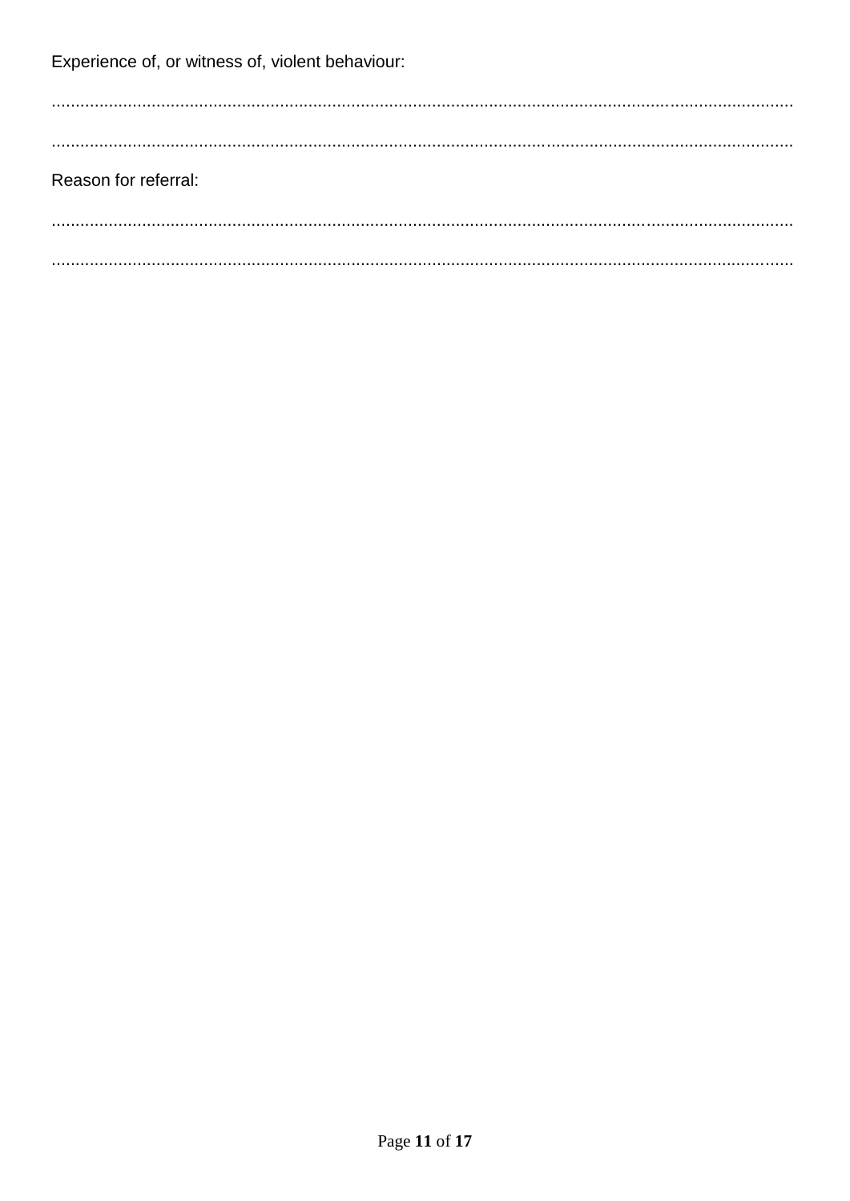Experience of, or witness of, violent behaviour:

.............................................................................................................................................................

.............................................................................................................................................................

Reason for referral:

.............................................................................................................................................................

.............................................................................................................................................................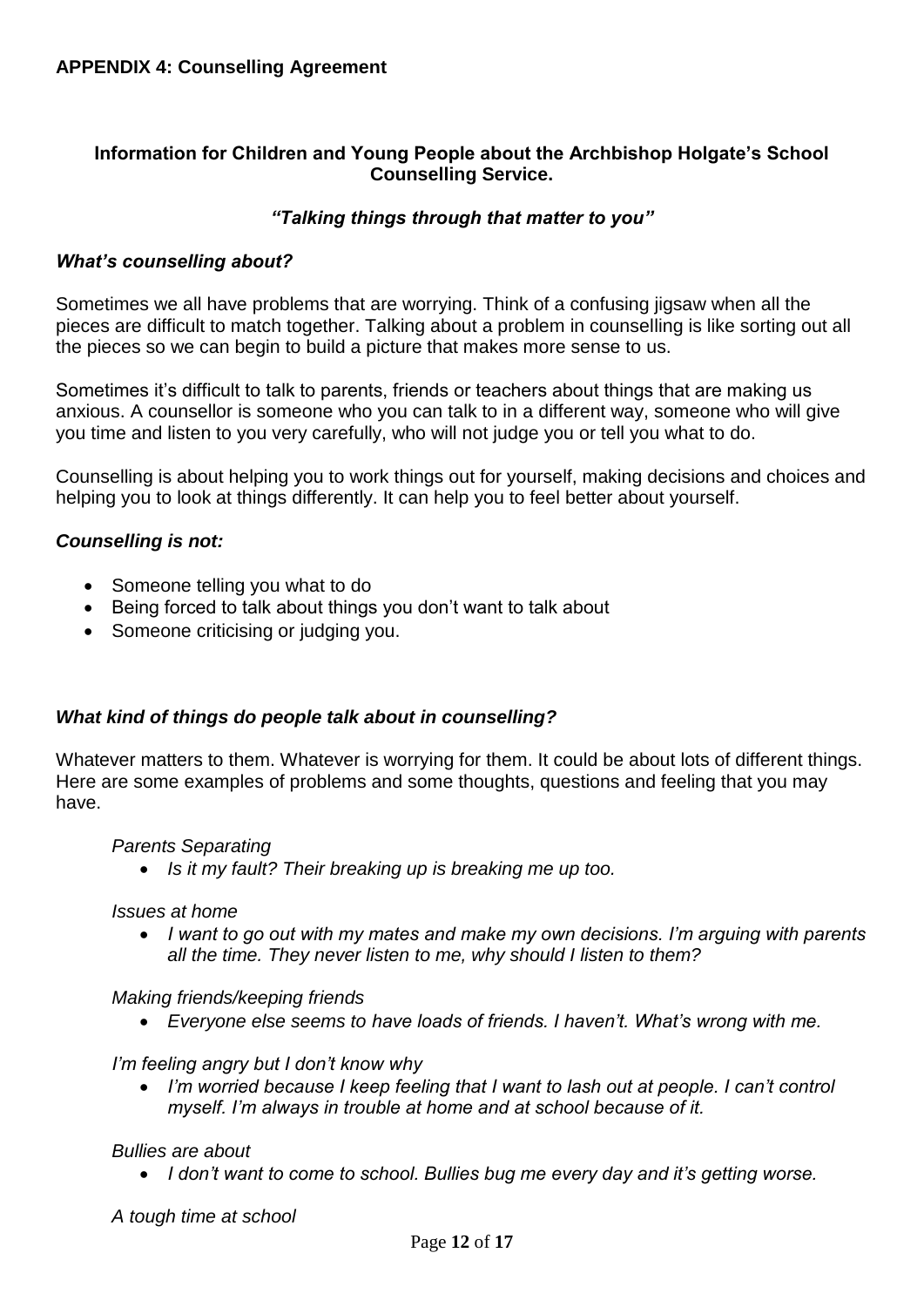**APPENDIX 4: Counselling Agreement**

**Information for Children and Young People about the Archbishop Holgate's School Counselling Service.**

***"Talking things through that matter to you"***

***What's counselling about?***

Sometimes we all have problems that are worrying. Think of a confusing jigsaw when all the pieces are difficult to match together. Talking about a problem in counselling is like sorting out all the pieces so we can begin to build a picture that makes more sense to us.

Sometimes it's difficult to talk to parents, friends or teachers about things that are making us anxious. A counsellor is someone who you can talk to in a different way, someone who will give you time and listen to you very carefully, who will not judge you or tell you what to do.

Counselling is about helping you to work things out for yourself, making decisions and choices and helping you to look at things differently. It can help you to feel better about yourself.

***Counselling is not:***

- Someone telling you what to do
- Being forced to talk about things you don't want to talk about
- Someone criticising or judging you.

***What kind of things do people talk about in counselling?***

Whatever matters to them. Whatever is worrying for them. It could be about lots of different things. Here are some examples of problems and some thoughts, questions and feeling that you may have.

*Parents Separating*

- *Is it my fault? Their breaking up is breaking me up too.*

*Issues at home*

- *I want to go out with my mates and make my own decisions. I'm arguing with parents all the time. They never listen to me, why should I listen to them?*

*Making friends/keeping friends*

- *Everyone else seems to have loads of friends. I haven't. What's wrong with me.*

*I'm feeling angry but I don't know why*

- *I'm worried because I keep feeling that I want to lash out at people. I can't control myself. I'm always in trouble at home and at school because of it.*

*Bullies are about*

- *I don't want to come to school. Bullies bug me every day and it's getting worse.*

*A tough time at school*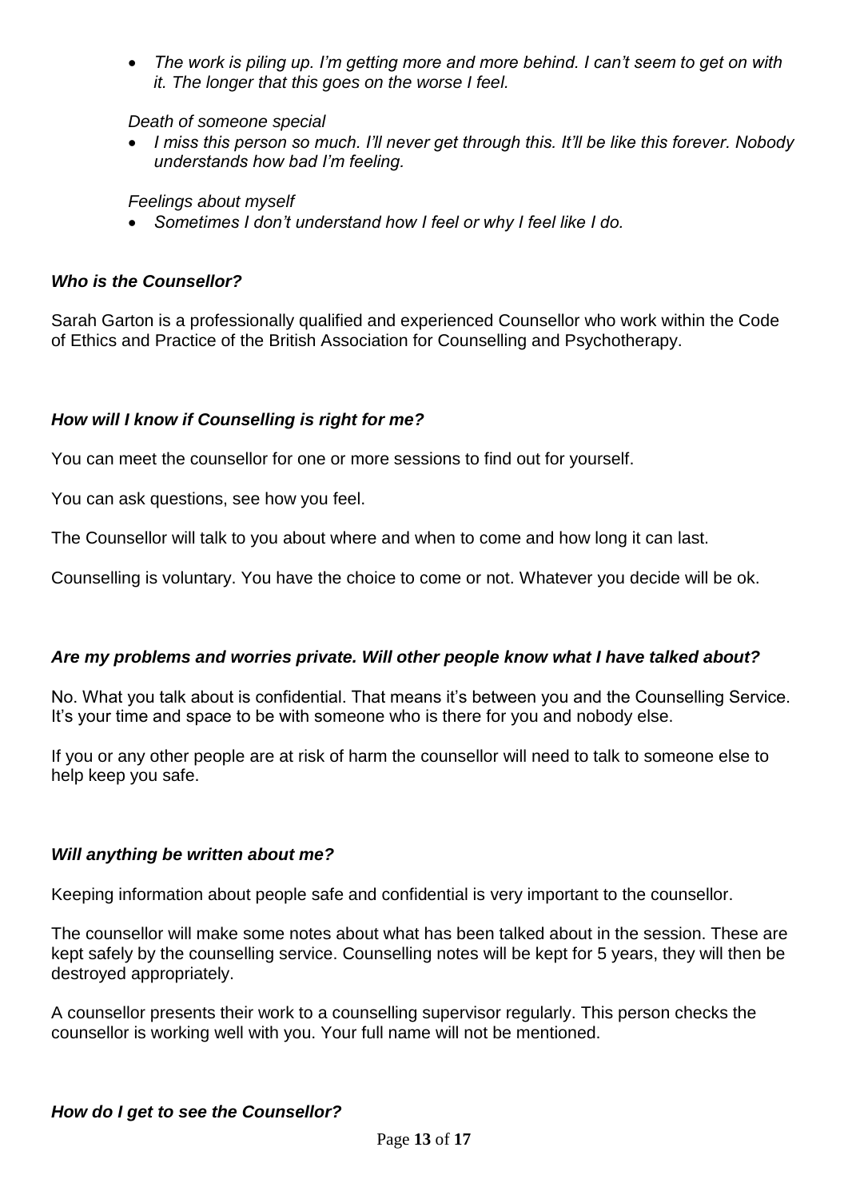- *The work is piling up. I'm getting more and more behind. I can't seem to get on with it. The longer that this goes on the worse I feel.*

*Death of someone special*

- *I miss this person so much. I'll never get through this. It'll be like this forever. Nobody understands how bad I'm feeling.*

*Feelings about myself*

- *Sometimes I don't understand how I feel or why I feel like I do.*

### ***Who is the Counsellor?***

Sarah Garton is a professionally qualified and experienced Counsellor who work within the Code of Ethics and Practice of the British Association for Counselling and Psychotherapy.

### ***How will I know if Counselling is right for me?***

You can meet the counsellor for one or more sessions to find out for yourself.

You can ask questions, see how you feel.

The Counsellor will talk to you about where and when to come and how long it can last.

Counselling is voluntary. You have the choice to come or not. Whatever you decide will be ok.

### ***Are my problems and worries private. Will other people know what I have talked about?***

No. What you talk about is confidential. That means it's between you and the Counselling Service. It's your time and space to be with someone who is there for you and nobody else.

If you or any other people are at risk of harm the counsellor will need to talk to someone else to help keep you safe.

### ***Will anything be written about me?***

Keeping information about people safe and confidential is very important to the counsellor.

The counsellor will make some notes about what has been talked about in the session. These are kept safely by the counselling service. Counselling notes will be kept for 5 years, they will then be destroyed appropriately.

A counsellor presents their work to a counselling supervisor regularly. This person checks the counsellor is working well with you. Your full name will not be mentioned.

### ***How do I get to see the Counsellor?***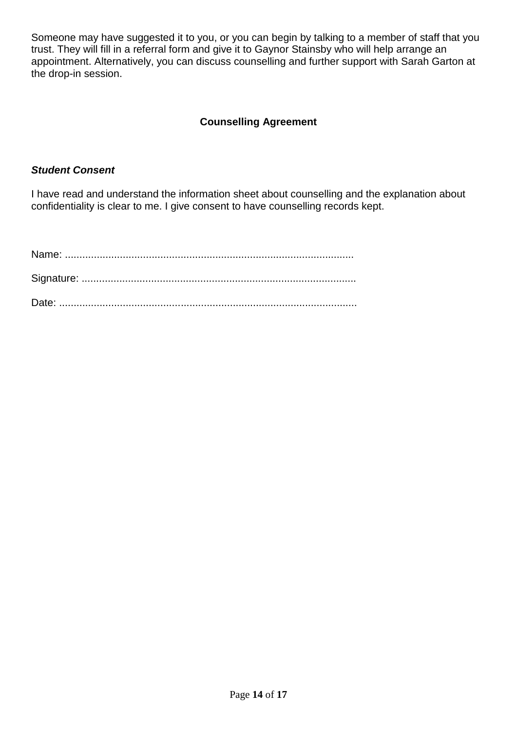Someone may have suggested it to you, or you can begin by talking to a member of staff that you trust. They will fill in a referral form and give it to Gaynor Stainsby who will help arrange an appointment. Alternatively, you can discuss counselling and further support with Sarah Garton at the drop-in session.

## Counselling Agreement

***Student Consent***

I have read and understand the information sheet about counselling and the explanation about confidentiality is clear to me. I give consent to have counselling records kept.

Name: ...................................................................................................

Signature: ..............................................................................................

Date: .......................................................................................................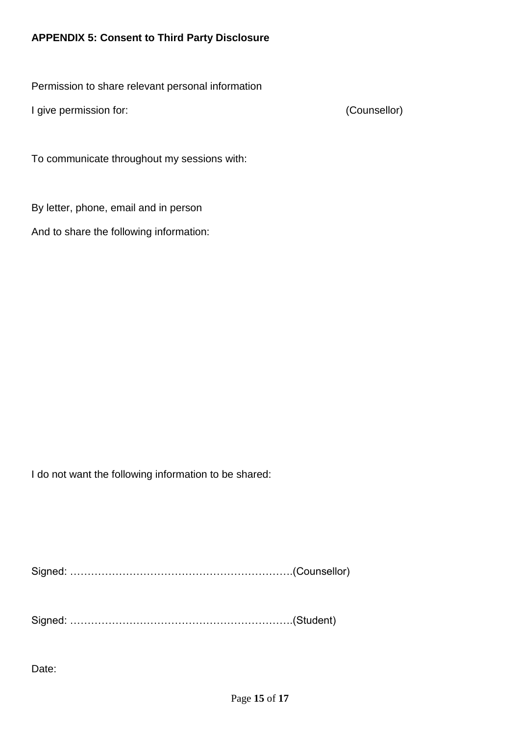**APPENDIX 5: Consent to Third Party Disclosure**

Permission to share relevant personal information

I give permission for: (Counsellor)

To communicate throughout my sessions with:

By letter, phone, email and in person

And to share the following information:

I do not want the following information to be shared:

Signed: ……………………………………………………….(Counsellor)

Signed: ……………………………………………………….(Student)

Date: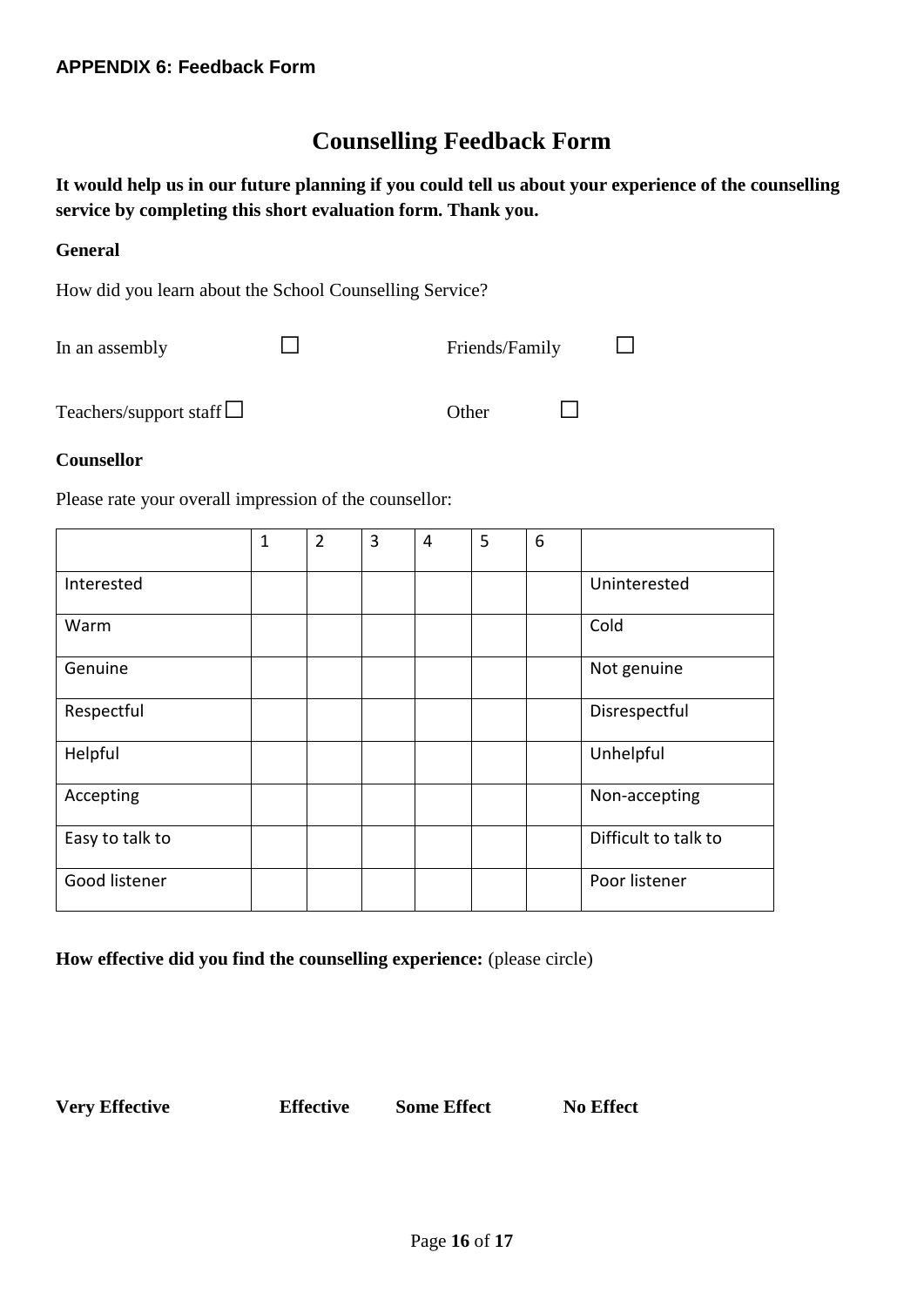**APPENDIX 6: Feedback Form**

# Counselling Feedback Form

**It would help us in our future planning if you could tell us about your experience of the counselling service by completing this short evaluation form. Thank you.**

**General**

How did you learn about the School Counselling Service?

In an assembly ☐ Friends/Family ☐

Teachers/support staff ☐ Other ☐

**Counsellor**

Please rate your overall impression of the counsellor:

| | 1 | 2 | 3 | 4 | 5 | 6 | |
|---|---|---|---|---|---|---|---|
| Interested | | | | | | | Uninterested |
| Warm | | | | | | | Cold |
| Genuine | | | | | | | Not genuine |
| Respectful | | | | | | | Disrespectful |
| Helpful | | | | | | | Unhelpful |
| Accepting | | | | | | | Non-accepting |
| Easy to talk to | | | | | | | Difficult to talk to |
| Good listener | | | | | | | Poor listener |

**How effective did you find the counselling experience:** (please circle)

**Very Effective** **Effective** **Some Effect** **No Effect**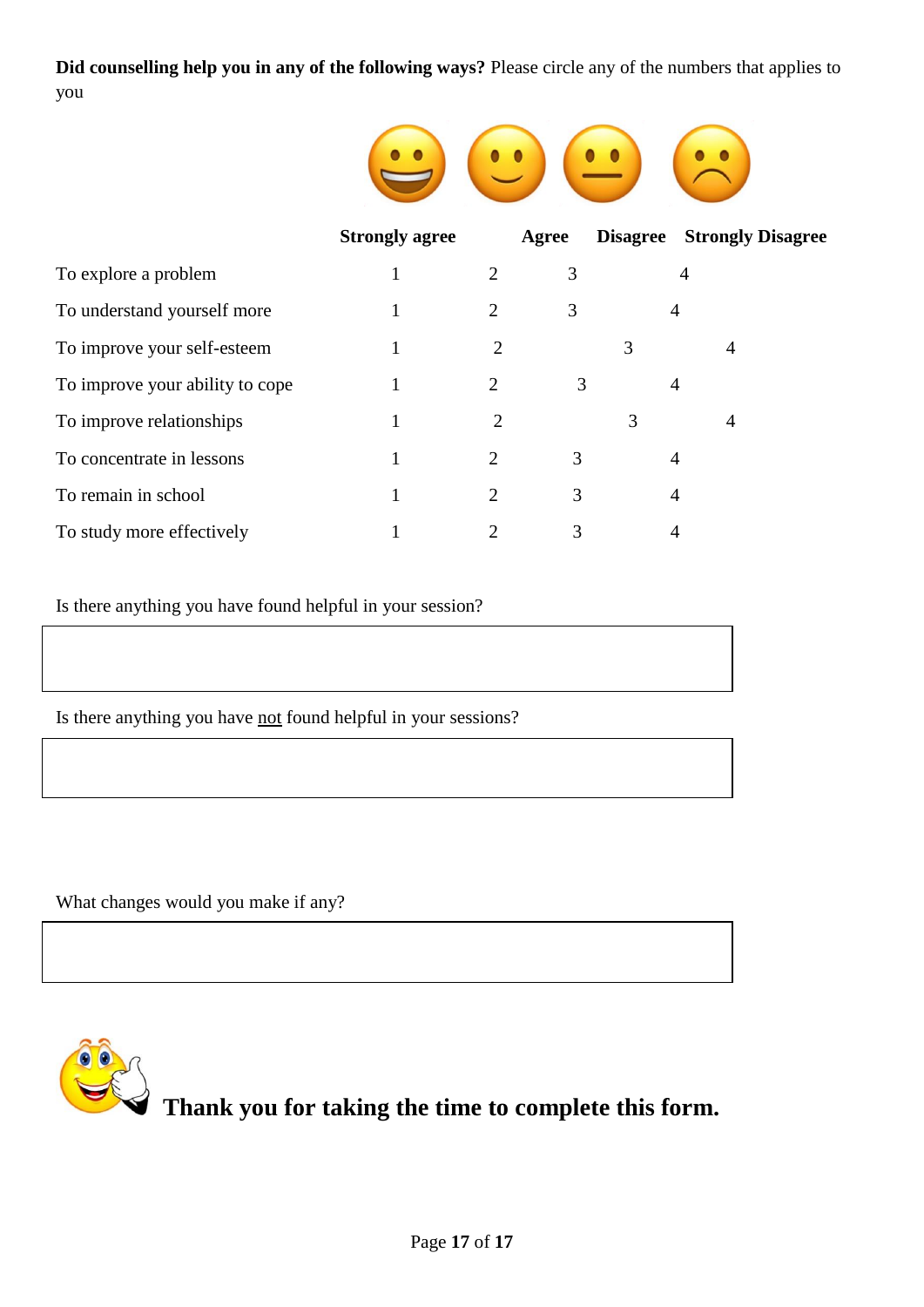**Did counselling help you in any of the following ways?** Please circle any of the numbers that applies to you

| | **Strongly agree** | **Agree** | **Disagree** | **Strongly Disagree** |
|---|---|---|---|---|
| To explore a problem | 1 | 2 | 3 | 4 |
| To understand yourself more | 1 | 2 | 3 | 4 |
| To improve your self-esteem | 1 | 2 | 3 | 4 |
| To improve your ability to cope | 1 | 2 | 3 | 4 |
| To improve relationships | 1 | 2 | 3 | 4 |
| To concentrate in lessons | 1 | 2 | 3 | 4 |
| To remain in school | 1 | 2 | 3 | 4 |
| To study more effectively | 1 | 2 | 3 | 4 |

Is there anything you have found helpful in your session?

| |
|---|
| |

Is there anything you have <u>not</u> found helpful in your sessions?

| |
|---|
| |

What changes would you make if any?

| |
|---|
| |

**Thank you for taking the time to complete this form.**